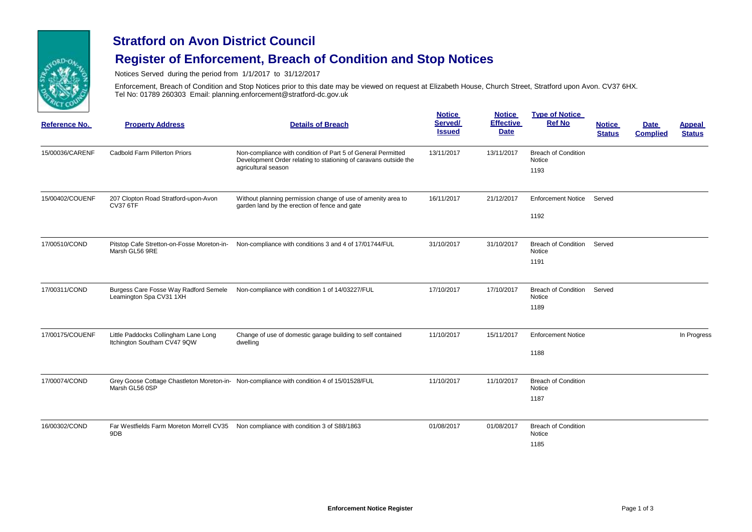# Stratford on Avon District Council

## Register of Enforcement, Breach of Condition and Stop Notices

Notices Served during the period from 1/1/2017 to 31/12/2017

Enforcement, Breach of Condition and Stop Notices prior to this date may be viewed on request at Elizabeth House, Church Street, Stratford upon Avon. CV37 6HX.
Tel No: 01789 260303 Email: planning.enforcement@stratford-dc.gov.uk

| Reference No. | Property Address | Details of Breach | Notice Served/ Issued | Notice Effective Date | Type of Notice Ref No | Notice Status | Date Complied | Appeal Status |
|---|---|---|---|---|---|---|---|---|
| 15/00036/CARENF | Cadbold Farm Pillerton Priors | Non-compliance with condition of Part 5 of General Permitted Development Order relating to stationing of caravans outside the agricultural season | 13/11/2017 | 13/11/2017 | Breach of Condition Notice 1193 | | | |
| 15/00402/COUENF | 207 Clopton Road Stratford-upon-Avon CV37 6TF | Without planning permission change of use of amenity area to garden land by the erection of fence and gate | 16/11/2017 | 21/12/2017 | Enforcement Notice 1192 | Served | | |
| 17/00510/COND | Pitstop Cafe Stretton-on-Fosse Moreton-in-Marsh GL56 9RE | Non-compliance with conditions 3 and 4 of 17/01744/FUL | 31/10/2017 | 31/10/2017 | Breach of Condition Notice 1191 | Served | | |
| 17/00311/COND | Burgess Care Fosse Way Radford Semele Leamington Spa CV31 1XH | Non-compliance with condition 1 of 14/03227/FUL | 17/10/2017 | 17/10/2017 | Breach of Condition Notice 1189 | Served | | |
| 17/00175/COUENF | Little Paddocks Collingham Lane Long Itchington Southam CV47 9QW | Change of use of domestic garage building to self contained dwelling | 11/10/2017 | 15/11/2017 | Enforcement Notice 1188 | | | In Progress |
| 17/00074/COND | Grey Goose Cottage Chastleton Moreton-in-Marsh GL56 0SP | Non-compliance with condition 4 of 15/01528/FUL | 11/10/2017 | 11/10/2017 | Breach of Condition Notice 1187 | | | |
| 16/00302/COND | Far Westfields Farm Moreton Morrell CV35 9DB | Non compliance with condition 3 of S88/1863 | 01/08/2017 | 01/08/2017 | Breach of Condition Notice 1185 | | | |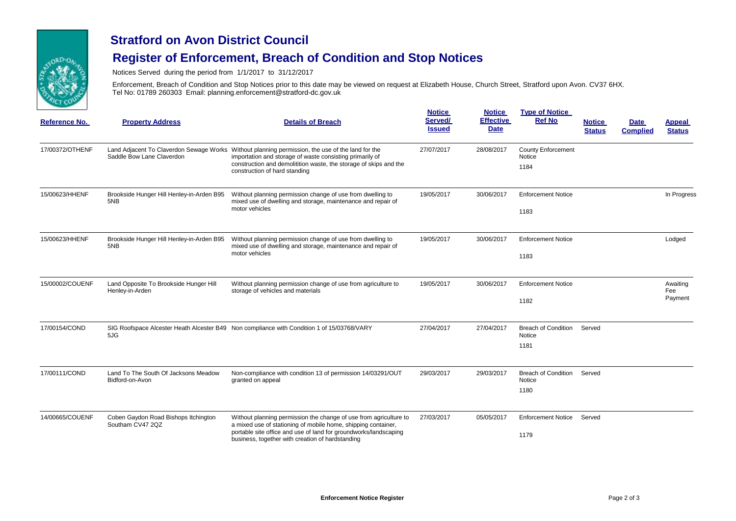# Stratford on Avon District Council

## Register of Enforcement, Breach of Condition and Stop Notices

Notices Served during the period from 1/1/2017 to 31/12/2017

Enforcement, Breach of Condition and Stop Notices prior to this date may be viewed on request at Elizabeth House, Church Street, Stratford upon Avon. CV37 6HX.
Tel No: 01789 260303 Email: planning.enforcement@stratford-dc.gov.uk

| Reference No. | Property Address | Details of Breach | Notice Served/ Issued | Notice Effective Date | Type of Notice Ref No | Notice Status | Date Complied | Appeal Status |
|---|---|---|---|---|---|---|---|---|
| 17/00372/OTHENF | Land Adjacent To Claverdon Sewage Works Saddle Bow Lane Claverdon | Without planning permission, the use of the land for the importation and storage of waste consisting primarily of construction and demolitition waste, the storage of skips and the construction of hard standing | 27/07/2017 | 28/08/2017 | County Enforcement Notice 1184 | | | |
| 15/00623/HHENF | Brookside Hunger Hill Henley-in-Arden B95 5NB | Without planning permission change of use from dwelling to mixed use of dwelling and storage, maintenance and repair of motor vehicles | 19/05/2017 | 30/06/2017 | Enforcement Notice 1183 | | | In Progress |
| 15/00623/HHENF | Brookside Hunger Hill Henley-in-Arden B95 5NB | Without planning permission change of use from dwelling to mixed use of dwelling and storage, maintenance and repair of motor vehicles | 19/05/2017 | 30/06/2017 | Enforcement Notice 1183 | | | Lodged |
| 15/00002/COUENF | Land Opposite To Brookside Hunger Hill Henley-in-Arden | Without planning permission change of use from agriculture to storage of vehicles and materials | 19/05/2017 | 30/06/2017 | Enforcement Notice 1182 | | | Awaiting Fee Payment |
| 17/00154/COND | SIG Roofspace Alcester Heath Alcester B49 5JG | Non compliance with Condition 1 of 15/03768/VARY | 27/04/2017 | 27/04/2017 | Breach of Condition Notice 1181 | Served | | |
| 17/00111/COND | Land To The South Of Jacksons Meadow Bidford-on-Avon | Non-compliance with condition 13 of permission 14/03291/OUT granted on appeal | 29/03/2017 | 29/03/2017 | Breach of Condition Notice 1180 | Served | | |
| 14/00665/COUENF | Coben Gaydon Road Bishops Itchington Southam CV47 2QZ | Without planning permission the change of use from agriculture to a mixed use of stationing of mobile home, shipping container, portable site office and use of land for groundworks/landscaping business, together with creation of hardstanding | 27/03/2017 | 05/05/2017 | Enforcement Notice 1179 | Served | | |

Enforcement Notice Register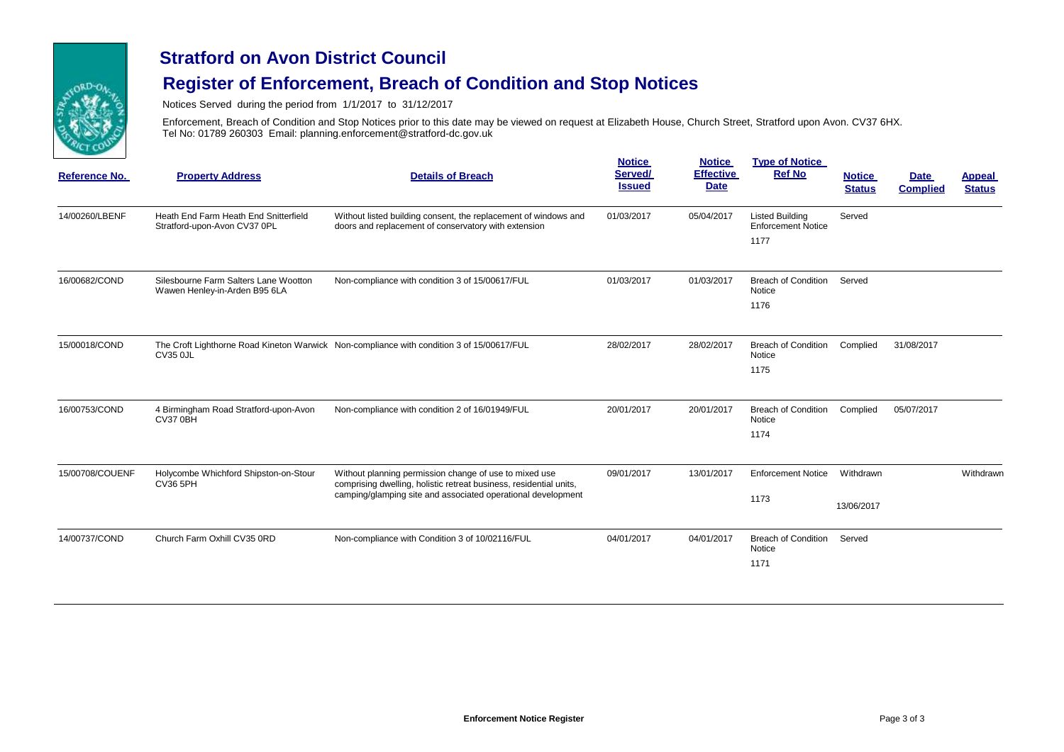# Stratford on Avon District Council

## Register of Enforcement, Breach of Condition and Stop Notices

Notices Served during the period from 1/1/2017 to 31/12/2017

Enforcement, Breach of Condition and Stop Notices prior to this date may be viewed on request at Elizabeth House, Church Street, Stratford upon Avon. CV37 6HX.
Tel No: 01789 260303 Email: planning.enforcement@stratford-dc.gov.uk

| Reference No. | Property Address | Details of Breach | Notice Served/ Issued | Notice Effective Date | Type of Notice Ref No | Notice Status | Date Complied | Appeal Status |
|---|---|---|---|---|---|---|---|---|
| 14/00260/LBENF | Heath End Farm Heath End Snitterfield Stratford-upon-Avon CV37 0PL | Without listed building consent, the replacement of windows and doors and replacement of conservatory with extension | 01/03/2017 | 05/04/2017 | Listed Building Enforcement Notice 1177 | Served | | |
| 16/00682/COND | Silesbourne Farm Salters Lane Wootton Wawen Henley-in-Arden B95 6LA | Non-compliance with condition 3 of 15/00617/FUL | 01/03/2017 | 01/03/2017 | Breach of Condition Notice 1176 | Served | | |
| 15/00018/COND | The Croft Lighthorne Road Kineton Warwick CV35 0JL | Non-compliance with condition 3 of 15/00617/FUL | 28/02/2017 | 28/02/2017 | Breach of Condition Notice 1175 | Complied | 31/08/2017 | |
| 16/00753/COND | 4 Birmingham Road Stratford-upon-Avon CV37 0BH | Non-compliance with condition 2 of 16/01949/FUL | 20/01/2017 | 20/01/2017 | Breach of Condition Notice 1174 | Complied | 05/07/2017 | |
| 15/00708/COUENF | Holycombe Whichford Shipston-on-Stour CV36 5PH | Without planning permission change of use to mixed use comprising dwelling, holistic retreat business, residential units, camping/glamping site and associated operational development | 09/01/2017 | 13/01/2017 | Enforcement Notice 1173 | Withdrawn 13/06/2017 | | Withdrawn |
| 14/00737/COND | Church Farm Oxhill CV35 0RD | Non-compliance with Condition 3 of 10/02116/FUL | 04/01/2017 | 04/01/2017 | Breach of Condition Notice 1171 | Served | | |

Enforcement Notice Register